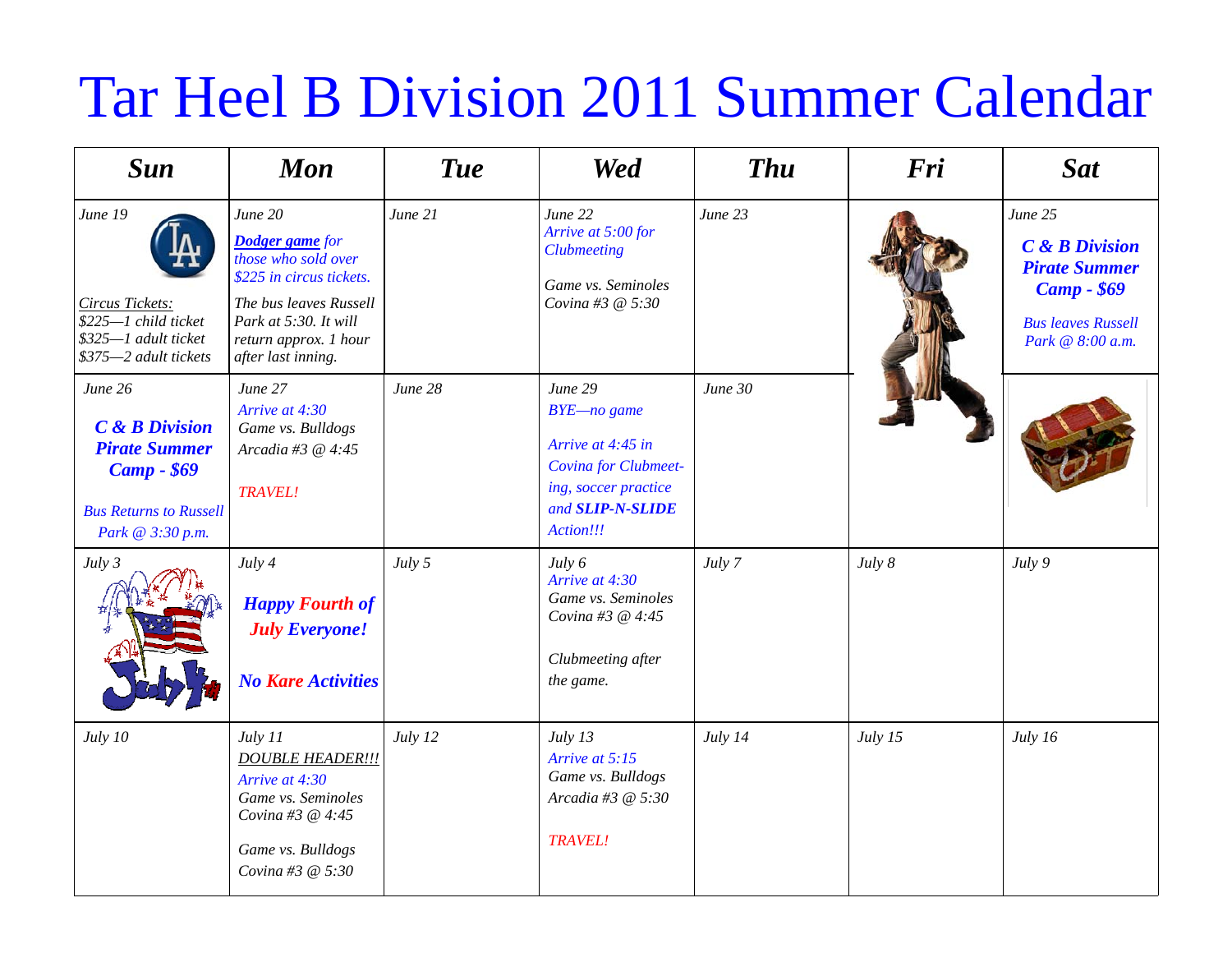# Tar Heel B Division 2011 Summer Calendar

| Sun | Mon | Tue | Wed | Thu | Fri | Sat |
|---|---|---|---|---|---|---|
| June 19<br><br>Circus Tickets:<br>$225—1 child ticket<br>$325—1 adult ticket<br>$375—2 adult tickets | June 20<br>**Dodger game** for those who sold over $225 in circus tickets.<br>The bus leaves Russell Park at 5:30. It will return approx. 1 hour after last inning. | June 21 | June 22<br>Arrive at 5:00 for Clubmeeting<br>Game vs. Seminoles Covina #3 @ 5:30 | June 23 | | June 25<br>**C & B Division Pirate Summer Camp - $69**<br>Bus leaves Russell Park @ 8:00 a.m. |
| June 26<br>**C & B Division Pirate Summer Camp - $69**<br>Bus Returns to Russell Park @ 3:30 p.m. | June 27<br>Arrive at 4:30<br>Game vs. Bulldogs Arcadia #3 @ 4:45<br>TRAVEL! | June 28 | June 29<br>BYE—no game<br>Arrive at 4:45 in Covina for Clubmeeting, soccer practice and **SLIP-N-SLIDE** Action!!! | June 30 | | |
| July 3 | July 4<br>**Happy Fourth of July Everyone!**<br>**No Kare Activities** | July 5 | July 6<br>Arrive at 4:30<br>Game vs. Seminoles Covina #3 @ 4:45<br>Clubmeeting after the game. | July 7 | July 8 | July 9 |
| July 10 | July 11<br>DOUBLE HEADER!!!<br>Arrive at 4:30<br>Game vs. Seminoles Covina #3 @ 4:45<br>Game vs. Bulldogs Covina #3 @ 5:30 | July 12 | July 13<br>Arrive at 5:15<br>Game vs. Bulldogs Arcadia #3 @ 5:30<br>TRAVEL! | July 14 | July 15 | July 16 |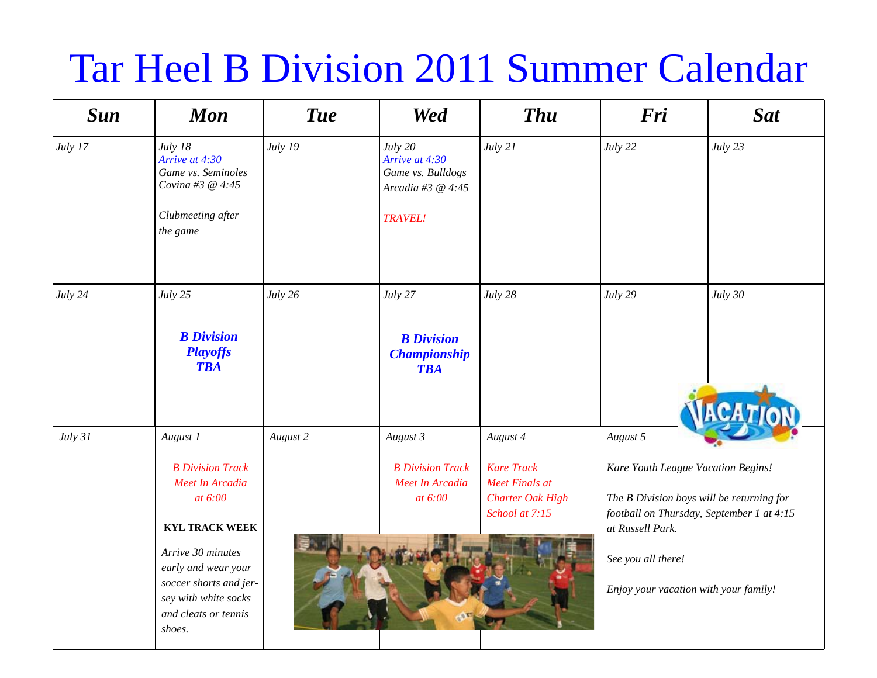# Tar Heel B Division 2011 Summer Calendar

| ***Sun*** | ***Mon*** | ***Tue*** | ***Wed*** | ***Thu*** | ***Fri*** | ***Sat*** |
|---|---|---|---|---|---|---|
| *July 17* | *July 18*<br>*Arrive at 4:30*<br>*Game vs. Seminoles Covina #3 @ 4:45*<br><br>*Clubmeeting after the game* | *July 19* | *July 20*<br>*Arrive at 4:30*<br>*Game vs. Bulldogs Arcadia #3 @ 4:45*<br><br>*TRAVEL!* | *July 21* | *July 22* | *July 23* |
| *July 24* | *July 25*<br><br>***B Division Playoffs TBA*** | *July 26* | *July 27*<br><br>***B Division Championship TBA*** | *July 28* | *July 29* | *July 30* |
| *July 31* | *August 1*<br><br>*B Division Track Meet In Arcadia at 6:00*<br><br>**KYL TRACK WEEK**<br><br>*Arrive 30 minutes early and wear your soccer shorts and jer-sey with white socks and cleats or tennis shoes.* | *August 2* | *August 3*<br><br>*B Division Track Meet In Arcadia at 6:00* | *August 4*<br><br>*Kare Track Meet Finals at Charter Oak High School at 7:15* | *August 5*<br><br>*Kare Youth League Vacation Begins!*<br><br>*The B Division boys will be returning for football on Thursday, September 1 at 4:15 at Russell Park.*<br><br>*See you all there!*<br><br>*Enjoy your vacation with your family!* | |